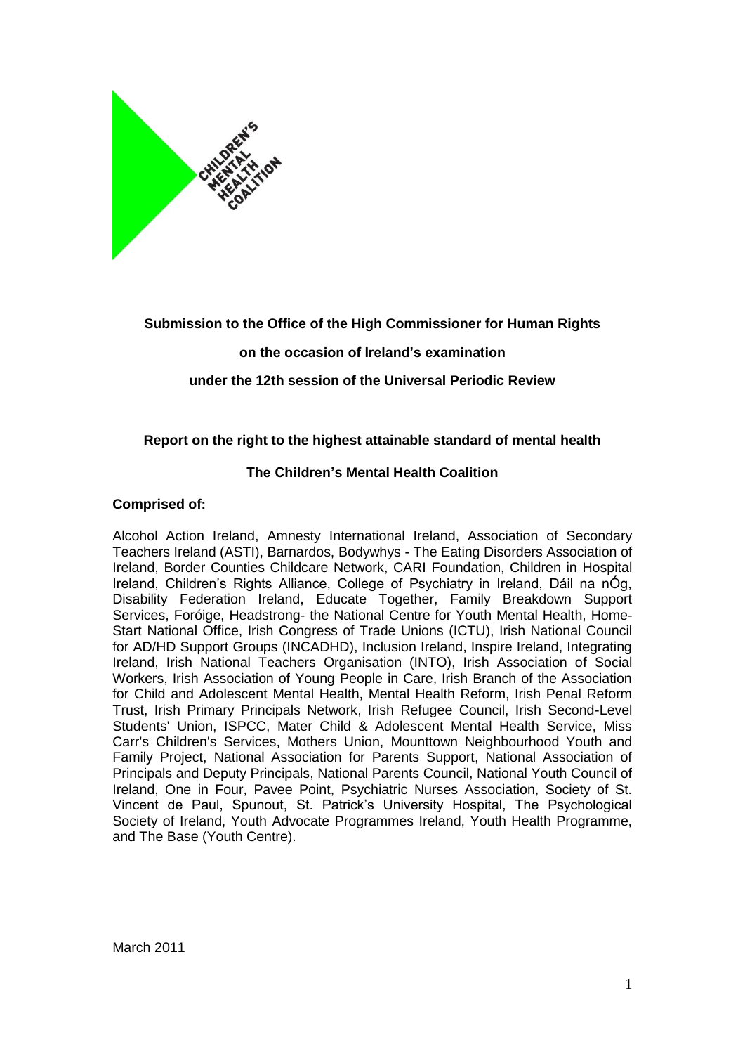**Submission to the Office of the High Commissioner for Human Rights**

**on the occasion of Ireland's examination**

**under the 12th session of the Universal Periodic Review**

**Report on the right to the highest attainable standard of mental health**

**The Children's Mental Health Coalition**

**Comprised of:**

Alcohol Action Ireland, Amnesty International Ireland, Association of Secondary Teachers Ireland (ASTI), Barnardos, Bodywhys - The Eating Disorders Association of Ireland, Border Counties Childcare Network, CARI Foundation, Children in Hospital Ireland, Children's Rights Alliance, College of Psychiatry in Ireland, Dáil na nÓg, Disability Federation Ireland, Educate Together, Family Breakdown Support Services, Foróige, Headstrong- the National Centre for Youth Mental Health, Home-Start National Office, Irish Congress of Trade Unions (ICTU), Irish National Council for AD/HD Support Groups (INCADHD), Inclusion Ireland, Inspire Ireland, Integrating Ireland, Irish National Teachers Organisation (INTO), Irish Association of Social Workers, Irish Association of Young People in Care, Irish Branch of the Association for Child and Adolescent Mental Health, Mental Health Reform, Irish Penal Reform Trust, Irish Primary Principals Network, Irish Refugee Council, Irish Second-Level Students' Union, ISPCC, Mater Child & Adolescent Mental Health Service, Miss Carr's Children's Services, Mothers Union, Mounttown Neighbourhood Youth and Family Project, National Association for Parents Support, National Association of Principals and Deputy Principals, National Parents Council, National Youth Council of Ireland, One in Four, Pavee Point, Psychiatric Nurses Association, Society of St. Vincent de Paul, Spunout, St. Patrick's University Hospital, The Psychological Society of Ireland, Youth Advocate Programmes Ireland, Youth Health Programme, and The Base (Youth Centre).

March 2011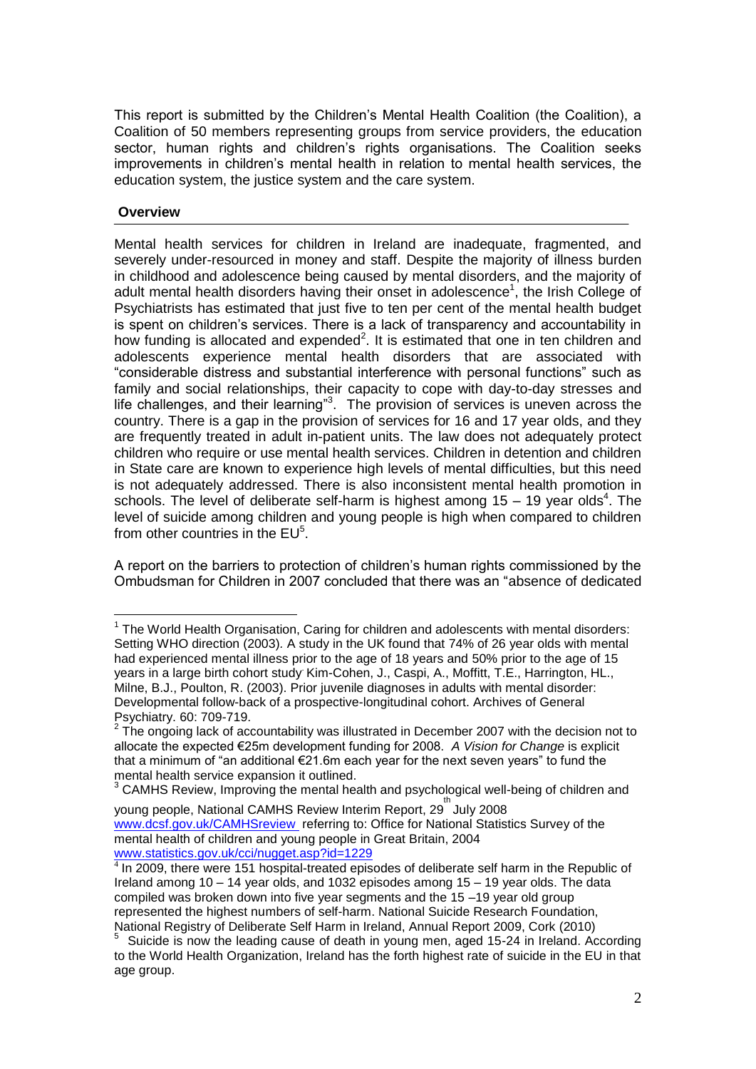This report is submitted by the Children's Mental Health Coalition (the Coalition), a Coalition of 50 members representing groups from service providers, the education sector, human rights and children's rights organisations. The Coalition seeks improvements in children's mental health in relation to mental health services, the education system, the justice system and the care system.

## Overview

Mental health services for children in Ireland are inadequate, fragmented, and severely under-resourced in money and staff. Despite the majority of illness burden in childhood and adolescence being caused by mental disorders, and the majority of adult mental health disorders having their onset in adolescence[1], the Irish College of Psychiatrists has estimated that just five to ten per cent of the mental health budget is spent on children's services. There is a lack of transparency and accountability in how funding is allocated and expended[2]. It is estimated that one in ten children and adolescents experience mental health disorders that are associated with "considerable distress and substantial interference with personal functions" such as family and social relationships, their capacity to cope with day-to-day stresses and life challenges, and their learning"[3]. The provision of services is uneven across the country. There is a gap in the provision of services for 16 and 17 year olds, and they are frequently treated in adult in-patient units. The law does not adequately protect children who require or use mental health services. Children in detention and children in State care are known to experience high levels of mental difficulties, but this need is not adequately addressed. There is also inconsistent mental health promotion in schools. The level of deliberate self-harm is highest among 15 – 19 year olds[4]. The level of suicide among children and young people is high when compared to children from other countries in the EU[5].

A report on the barriers to protection of children's human rights commissioned by the Ombudsman for Children in 2007 concluded that there was an "absence of dedicated

---

[1] The World Health Organisation, Caring for children and adolescents with mental disorders: Setting WHO direction (2003). A study in the UK found that 74% of 26 year olds with mental had experienced mental illness prior to the age of 18 years and 50% prior to the age of 15 years in a large birth cohort study Kim-Cohen, J., Caspi, A., Moffitt, T.E., Harrington, HL., Milne, B.J., Poulton, R. (2003). Prior juvenile diagnoses in adults with mental disorder: Developmental follow-back of a prospective-longitudinal cohort. Archives of General Psychiatry. 60: 709-719.

[2] The ongoing lack of accountability was illustrated in December 2007 with the decision not to allocate the expected €25m development funding for 2008. *A Vision for Change* is explicit that a minimum of "an additional €21.6m each year for the next seven years" to fund the mental health service expansion it outlined.

[3] CAMHS Review, Improving the mental health and psychological well-being of children and young people, National CAMHS Review Interim Report, 29th July 2008 www.dcsf.gov.uk/CAMHSreview referring to: Office for National Statistics Survey of the mental health of children and young people in Great Britain, 2004 www.statistics.gov.uk/cci/nugget.asp?id=1229

[4] In 2009, there were 151 hospital-treated episodes of deliberate self harm in the Republic of Ireland among 10 – 14 year olds, and 1032 episodes among 15 – 19 year olds. The data compiled was broken down into five year segments and the 15 –19 year old group represented the highest numbers of self-harm. National Suicide Research Foundation, National Registry of Deliberate Self Harm in Ireland, Annual Report 2009, Cork (2010)

[5] Suicide is now the leading cause of death in young men, aged 15-24 in Ireland. According to the World Health Organization, Ireland has the forth highest rate of suicide in the EU in that age group.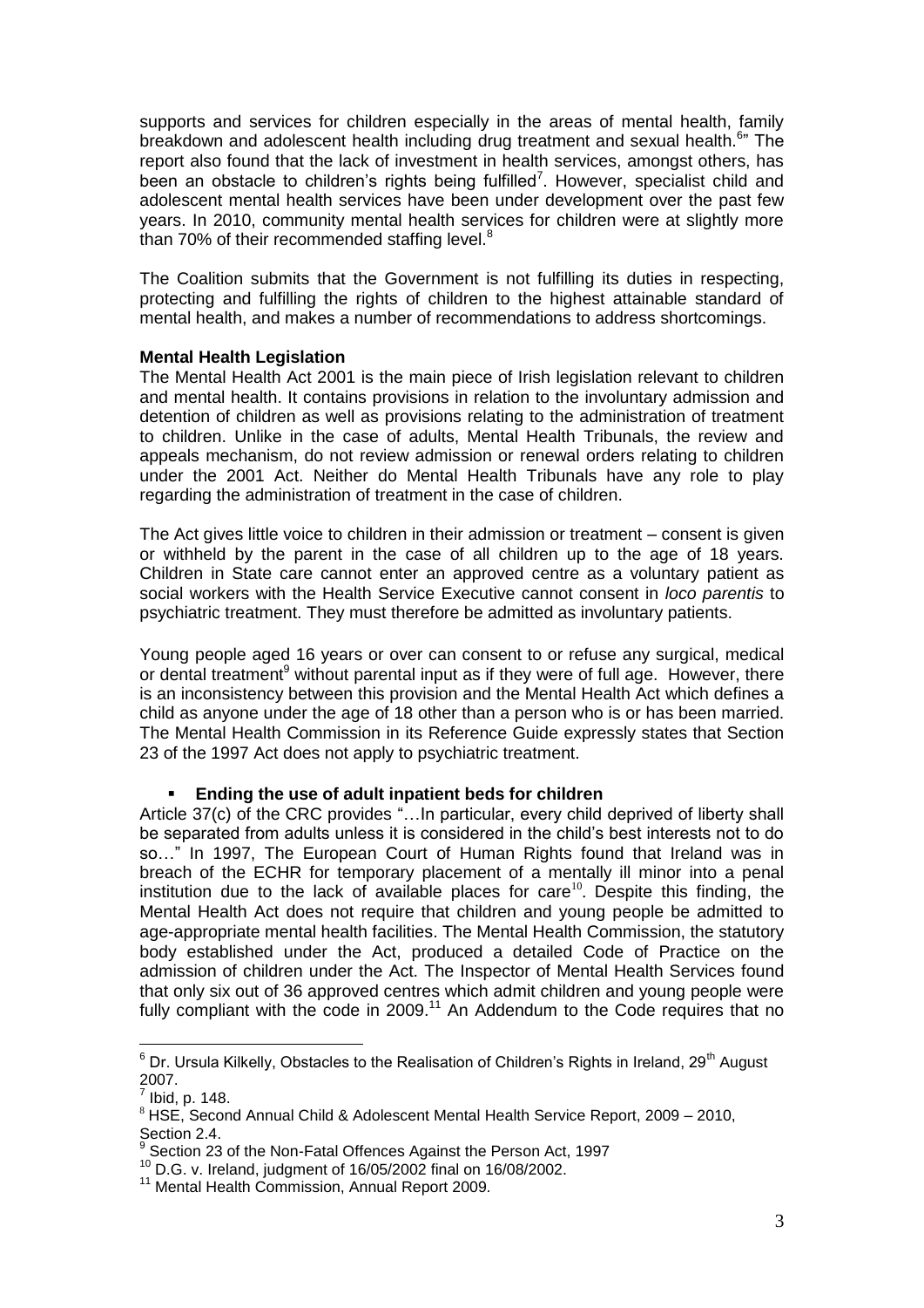supports and services for children especially in the areas of mental health, family breakdown and adolescent health including drug treatment and sexual health.[6]" The report also found that the lack of investment in health services, amongst others, has been an obstacle to children's rights being fulfilled[7]. However, specialist child and adolescent mental health services have been under development over the past few years. In 2010, community mental health services for children were at slightly more than 70% of their recommended staffing level.[8]

The Coalition submits that the Government is not fulfilling its duties in respecting, protecting and fulfilling the rights of children to the highest attainable standard of mental health, and makes a number of recommendations to address shortcomings.

**Mental Health Legislation**

The Mental Health Act 2001 is the main piece of Irish legislation relevant to children and mental health. It contains provisions in relation to the involuntary admission and detention of children as well as provisions relating to the administration of treatment to children. Unlike in the case of adults, Mental Health Tribunals, the review and appeals mechanism, do not review admission or renewal orders relating to children under the 2001 Act. Neither do Mental Health Tribunals have any role to play regarding the administration of treatment in the case of children.

The Act gives little voice to children in their admission or treatment – consent is given or withheld by the parent in the case of all children up to the age of 18 years. Children in State care cannot enter an approved centre as a voluntary patient as social workers with the Health Service Executive cannot consent in *loco parentis* to psychiatric treatment. They must therefore be admitted as involuntary patients.

Young people aged 16 years or over can consent to or refuse any surgical, medical or dental treatment[9] without parental input as if they were of full age. However, there is an inconsistency between this provision and the Mental Health Act which defines a child as anyone under the age of 18 other than a person who is or has been married. The Mental Health Commission in its Reference Guide expressly states that Section 23 of the 1997 Act does not apply to psychiatric treatment.

- **Ending the use of adult inpatient beds for children**

Article 37(c) of the CRC provides "…In particular, every child deprived of liberty shall be separated from adults unless it is considered in the child's best interests not to do so…" In 1997, The European Court of Human Rights found that Ireland was in breach of the ECHR for temporary placement of a mentally ill minor into a penal institution due to the lack of available places for care[10]. Despite this finding, the Mental Health Act does not require that children and young people be admitted to age-appropriate mental health facilities. The Mental Health Commission, the statutory body established under the Act, produced a detailed Code of Practice on the admission of children under the Act. The Inspector of Mental Health Services found that only six out of 36 approved centres which admit children and young people were fully compliant with the code in 2009.[11] An Addendum to the Code requires that no

---

[6] Dr. Ursula Kilkelly, Obstacles to the Realisation of Children's Rights in Ireland, 29th August 2007.

[7] Ibid, p. 148.

[8] HSE, Second Annual Child & Adolescent Mental Health Service Report, 2009 – 2010, Section 2.4.

[9] Section 23 of the Non-Fatal Offences Against the Person Act, 1997

[10] D.G. v. Ireland, judgment of 16/05/2002 final on 16/08/2002.

[11] Mental Health Commission, Annual Report 2009.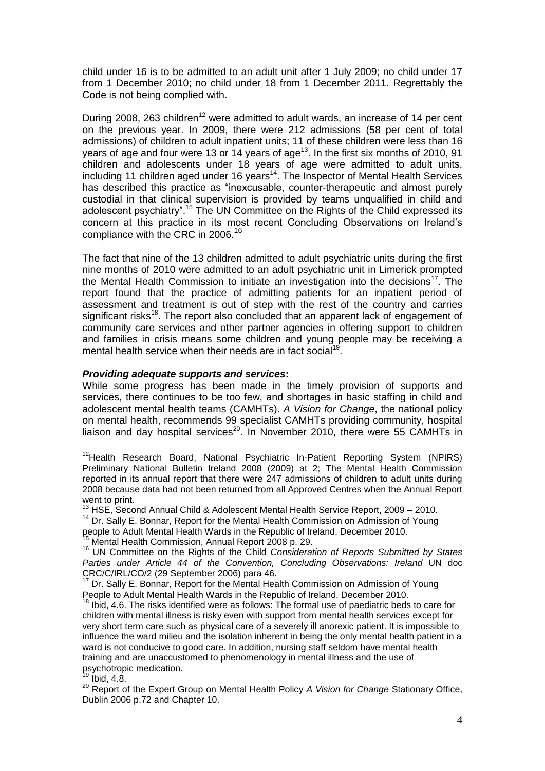child under 16 is to be admitted to an adult unit after 1 July 2009; no child under 17 from 1 December 2010; no child under 18 from 1 December 2011. Regrettably the Code is not being complied with.

During 2008, 263 children[12] were admitted to adult wards, an increase of 14 per cent on the previous year. In 2009, there were 212 admissions (58 per cent of total admissions) of children to adult inpatient units; 11 of these children were less than 16 years of age and four were 13 or 14 years of age[13]. In the first six months of 2010, 91 children and adolescents under 18 years of age were admitted to adult units, including 11 children aged under 16 years[14]. The Inspector of Mental Health Services has described this practice as "inexcusable, counter-therapeutic and almost purely custodial in that clinical supervision is provided by teams unqualified in child and adolescent psychiatry".[15] The UN Committee on the Rights of the Child expressed its concern at this practice in its most recent Concluding Observations on Ireland's compliance with the CRC in 2006.[16]

The fact that nine of the 13 children admitted to adult psychiatric units during the first nine months of 2010 were admitted to an adult psychiatric unit in Limerick prompted the Mental Health Commission to initiate an investigation into the decisions[17]. The report found that the practice of admitting patients for an inpatient period of assessment and treatment is out of step with the rest of the country and carries significant risks[18]. The report also concluded that an apparent lack of engagement of community care services and other partner agencies in offering support to children and families in crisis means some children and young people may be receiving a mental health service when their needs are in fact social[19].

***Providing adequate supports and services*:**

While some progress has been made in the timely provision of supports and services, there continues to be too few, and shortages in basic staffing in child and adolescent mental health teams (CAMHTs). *A Vision for Change*, the national policy on mental health, recommends 99 specialist CAMHTs providing community, hospital liaison and day hospital services[20]. In November 2010, there were 55 CAMHTs in

---

[12] Health Research Board, National Psychiatric In-Patient Reporting System (NPIRS) Preliminary National Bulletin Ireland 2008 (2009) at 2; The Mental Health Commission reported in its annual report that there were 247 admissions of children to adult units during 2008 because data had not been returned from all Approved Centres when the Annual Report went to print.

[13] HSE, Second Annual Child & Adolescent Mental Health Service Report, 2009 – 2010.

[14] Dr. Sally E. Bonnar, Report for the Mental Health Commission on Admission of Young people to Adult Mental Health Wards in the Republic of Ireland, December 2010.

[15] Mental Health Commission, Annual Report 2008 p. 29.

[16] UN Committee on the Rights of the Child *Consideration of Reports Submitted by States Parties under Article 44 of the Convention, Concluding Observations: Ireland* UN doc CRC/C/IRL/CO/2 (29 September 2006) para 46.

[17] Dr. Sally E. Bonnar, Report for the Mental Health Commission on Admission of Young People to Adult Mental Health Wards in the Republic of Ireland, December 2010.

[18] Ibid, 4.6. The risks identified were as follows: The formal use of paediatric beds to care for children with mental illness is risky even with support from mental health services except for very short term care such as physical care of a severely ill anorexic patient. It is impossible to influence the ward milieu and the isolation inherent in being the only mental health patient in a ward is not conducive to good care. In addition, nursing staff seldom have mental health training and are unaccustomed to phenomenology in mental illness and the use of psychotropic medication.

[19] Ibid, 4.8.

[20] Report of the Expert Group on Mental Health Policy *A Vision for Change* Stationary Office, Dublin 2006 p.72 and Chapter 10.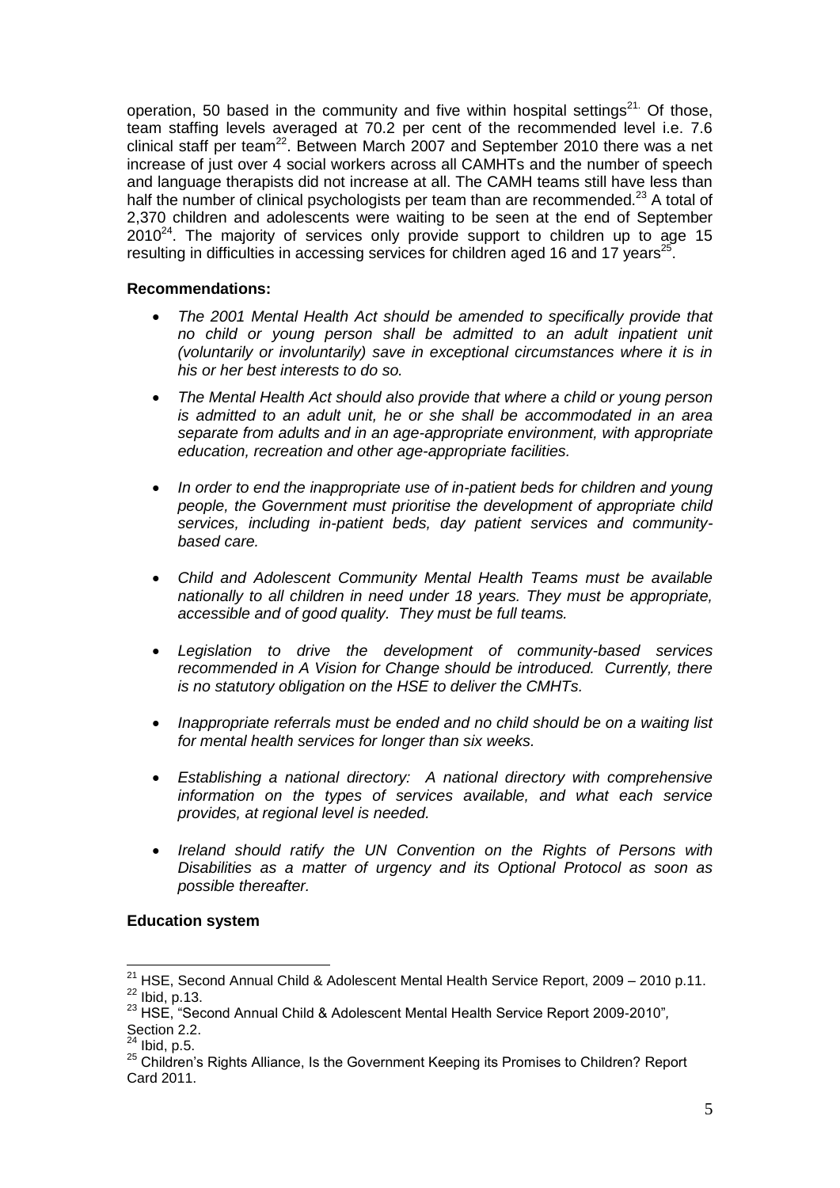operation, 50 based in the community and five within hospital settings[21.] Of those, team staffing levels averaged at 70.2 per cent of the recommended level i.e. 7.6 clinical staff per team[22]. Between March 2007 and September 2010 there was a net increase of just over 4 social workers across all CAMHTs and the number of speech and language therapists did not increase at all. The CAMH teams still have less than half the number of clinical psychologists per team than are recommended.[23] A total of 2,370 children and adolescents were waiting to be seen at the end of September 2010[24]. The majority of services only provide support to children up to age 15 resulting in difficulties in accessing services for children aged 16 and 17 years[25].

**Recommendations:**

- *The 2001 Mental Health Act should be amended to specifically provide that no child or young person shall be admitted to an adult inpatient unit (voluntarily or involuntarily) save in exceptional circumstances where it is in his or her best interests to do so.*
- *The Mental Health Act should also provide that where a child or young person is admitted to an adult unit, he or she shall be accommodated in an area separate from adults and in an age-appropriate environment, with appropriate education, recreation and other age-appropriate facilities.*
- *In order to end the inappropriate use of in-patient beds for children and young people, the Government must prioritise the development of appropriate child services, including in-patient beds, day patient services and community-based care.*
- *Child and Adolescent Community Mental Health Teams must be available nationally to all children in need under 18 years. They must be appropriate, accessible and of good quality. They must be full teams.*
- *Legislation to drive the development of community-based services recommended in A Vision for Change should be introduced. Currently, there is no statutory obligation on the HSE to deliver the CMHTs.*
- *Inappropriate referrals must be ended and no child should be on a waiting list for mental health services for longer than six weeks.*
- *Establishing a national directory: A national directory with comprehensive information on the types of services available, and what each service provides, at regional level is needed.*
- *Ireland should ratify the UN Convention on the Rights of Persons with Disabilities as a matter of urgency and its Optional Protocol as soon as possible thereafter.*

**Education system**

---

[21] HSE, Second Annual Child & Adolescent Mental Health Service Report, 2009 – 2010 p.11.
[22] Ibid, p.13.
[23] HSE, "Second Annual Child & Adolescent Mental Health Service Report 2009-2010", Section 2.2.
[24] Ibid, p.5.
[25] Children's Rights Alliance, Is the Government Keeping its Promises to Children? Report Card 2011.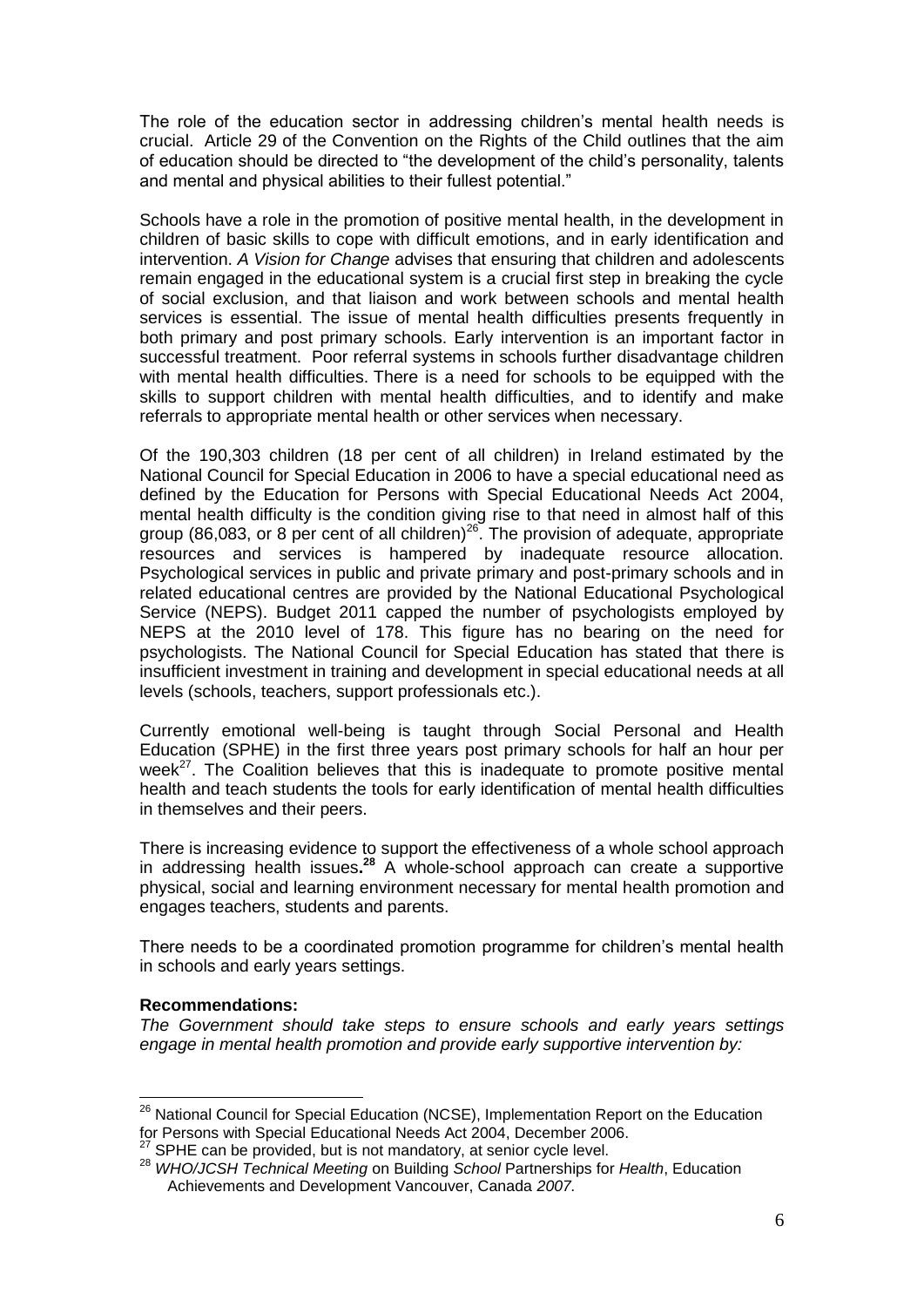The role of the education sector in addressing children's mental health needs is crucial. Article 29 of the Convention on the Rights of the Child outlines that the aim of education should be directed to "the development of the child's personality, talents and mental and physical abilities to their fullest potential."

Schools have a role in the promotion of positive mental health, in the development in children of basic skills to cope with difficult emotions, and in early identification and intervention. *A Vision for Change* advises that ensuring that children and adolescents remain engaged in the educational system is a crucial first step in breaking the cycle of social exclusion, and that liaison and work between schools and mental health services is essential. The issue of mental health difficulties presents frequently in both primary and post primary schools. Early intervention is an important factor in successful treatment. Poor referral systems in schools further disadvantage children with mental health difficulties. There is a need for schools to be equipped with the skills to support children with mental health difficulties, and to identify and make referrals to appropriate mental health or other services when necessary.

Of the 190,303 children (18 per cent of all children) in Ireland estimated by the National Council for Special Education in 2006 to have a special educational need as defined by the Education for Persons with Special Educational Needs Act 2004, mental health difficulty is the condition giving rise to that need in almost half of this group (86,083, or 8 per cent of all children)[26]. The provision of adequate, appropriate resources and services is hampered by inadequate resource allocation. Psychological services in public and private primary and post-primary schools and in related educational centres are provided by the National Educational Psychological Service (NEPS). Budget 2011 capped the number of psychologists employed by NEPS at the 2010 level of 178. This figure has no bearing on the need for psychologists. The National Council for Special Education has stated that there is insufficient investment in training and development in special educational needs at all levels (schools, teachers, support professionals etc.).

Currently emotional well-being is taught through Social Personal and Health Education (SPHE) in the first three years post primary schools for half an hour per week[27]. The Coalition believes that this is inadequate to promote positive mental health and teach students the tools for early identification of mental health difficulties in themselves and their peers.

There is increasing evidence to support the effectiveness of a whole school approach in addressing health issues**.[28]** A whole-school approach can create a supportive physical, social and learning environment necessary for mental health promotion and engages teachers, students and parents.

There needs to be a coordinated promotion programme for children's mental health in schools and early years settings.

**Recommendations:**

*The Government should take steps to ensure schools and early years settings engage in mental health promotion and provide early supportive intervention by:*

---

[26] National Council for Special Education (NCSE), Implementation Report on the Education for Persons with Special Educational Needs Act 2004, December 2006.

[27] SPHE can be provided, but is not mandatory, at senior cycle level.

[28] *WHO/JCSH Technical Meeting* on Building *School* Partnerships for *Health*, Education Achievements and Development Vancouver, Canada *2007.*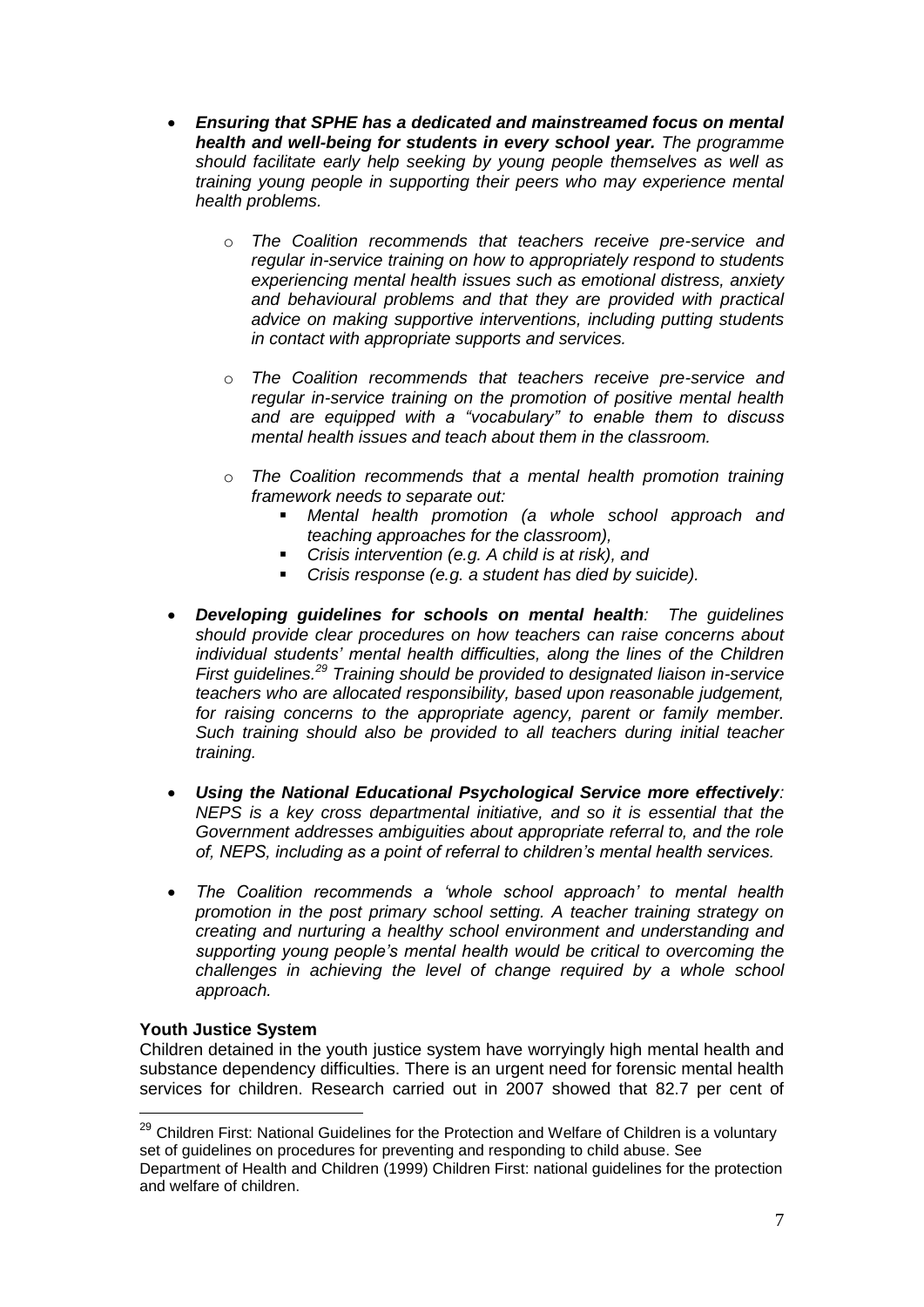- ***Ensuring that SPHE has a dedicated and mainstreamed focus on mental health and well-being for students in every school year.*** *The programme should facilitate early help seeking by young people themselves as well as training young people in supporting their peers who may experience mental health problems.*

    - *The Coalition recommends that teachers receive pre-service and regular in-service training on how to appropriately respond to students experiencing mental health issues such as emotional distress, anxiety and behavioural problems and that they are provided with practical advice on making supportive interventions, including putting students in contact with appropriate supports and services.*

    - *The Coalition recommends that teachers receive pre-service and regular in-service training on the promotion of positive mental health and are equipped with a "vocabulary" to enable them to discuss mental health issues and teach about them in the classroom.*

    - *The Coalition recommends that a mental health promotion training framework needs to separate out:*
        - *Mental health promotion (a whole school approach and teaching approaches for the classroom),*
        - *Crisis intervention (e.g. A child is at risk), and*
        - *Crisis response (e.g. a student has died by suicide).*

- ***Developing guidelines for schools on mental health****: The guidelines should provide clear procedures on how teachers can raise concerns about individual students' mental health difficulties, along the lines of the Children First guidelines.*[29] *Training should be provided to designated liaison in-service teachers who are allocated responsibility, based upon reasonable judgement, for raising concerns to the appropriate agency, parent or family member. Such training should also be provided to all teachers during initial teacher training.*

- ***Using the National Educational Psychological Service more effectively****: NEPS is a key cross departmental initiative, and so it is essential that the Government addresses ambiguities about appropriate referral to, and the role of, NEPS, including as a point of referral to children's mental health services.*

- *The Coalition recommends a 'whole school approach' to mental health promotion in the post primary school setting. A teacher training strategy on creating and nurturing a healthy school environment and understanding and supporting young people's mental health would be critical to overcoming the challenges in achieving the level of change required by a whole school approach.*

**Youth Justice System**

Children detained in the youth justice system have worryingly high mental health and substance dependency difficulties. There is an urgent need for forensic mental health services for children. Research carried out in 2007 showed that 82.7 per cent of

[29] Children First: National Guidelines for the Protection and Welfare of Children is a voluntary set of guidelines on procedures for preventing and responding to child abuse. See Department of Health and Children (1999) Children First: national guidelines for the protection and welfare of children.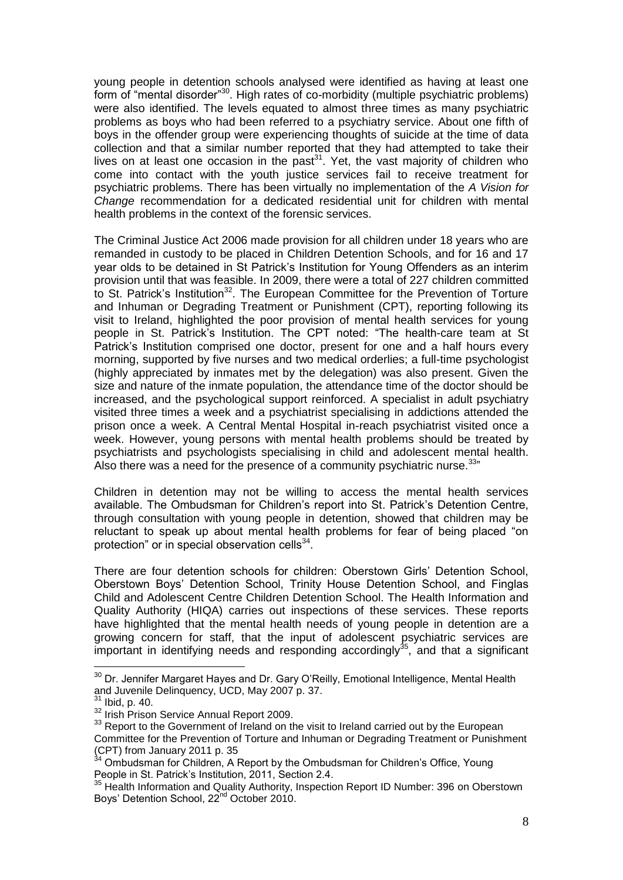young people in detention schools analysed were identified as having at least one form of "mental disorder"[30]. High rates of co-morbidity (multiple psychiatric problems) were also identified. The levels equated to almost three times as many psychiatric problems as boys who had been referred to a psychiatry service. About one fifth of boys in the offender group were experiencing thoughts of suicide at the time of data collection and that a similar number reported that they had attempted to take their lives on at least one occasion in the past[31]. Yet, the vast majority of children who come into contact with the youth justice services fail to receive treatment for psychiatric problems. There has been virtually no implementation of the *A Vision for Change* recommendation for a dedicated residential unit for children with mental health problems in the context of the forensic services.

The Criminal Justice Act 2006 made provision for all children under 18 years who are remanded in custody to be placed in Children Detention Schools, and for 16 and 17 year olds to be detained in St Patrick's Institution for Young Offenders as an interim provision until that was feasible. In 2009, there were a total of 227 children committed to St. Patrick's Institution[32]. The European Committee for the Prevention of Torture and Inhuman or Degrading Treatment or Punishment (CPT), reporting following its visit to Ireland, highlighted the poor provision of mental health services for young people in St. Patrick's Institution. The CPT noted: "The health-care team at St Patrick's Institution comprised one doctor, present for one and a half hours every morning, supported by five nurses and two medical orderlies; a full-time psychologist (highly appreciated by inmates met by the delegation) was also present. Given the size and nature of the inmate population, the attendance time of the doctor should be increased, and the psychological support reinforced. A specialist in adult psychiatry visited three times a week and a psychiatrist specialising in addictions attended the prison once a week. A Central Mental Hospital in-reach psychiatrist visited once a week. However, young persons with mental health problems should be treated by psychiatrists and psychologists specialising in child and adolescent mental health. Also there was a need for the presence of a community psychiatric nurse.[33]"

Children in detention may not be willing to access the mental health services available. The Ombudsman for Children's report into St. Patrick's Detention Centre, through consultation with young people in detention, showed that children may be reluctant to speak up about mental health problems for fear of being placed "on protection" or in special observation cells[34].

There are four detention schools for children: Oberstown Girls' Detention School, Oberstown Boys' Detention School, Trinity House Detention School, and Finglas Child and Adolescent Centre Children Detention School. The Health Information and Quality Authority (HIQA) carries out inspections of these services. These reports have highlighted that the mental health needs of young people in detention are a growing concern for staff, that the input of adolescent psychiatric services are important in identifying needs and responding accordingly[35], and that a significant

---

[30] Dr. Jennifer Margaret Hayes and Dr. Gary O'Reilly, Emotional Intelligence, Mental Health and Juvenile Delinquency, UCD, May 2007 p. 37.

[31] Ibid, p. 40.

[32] Irish Prison Service Annual Report 2009.

[33] Report to the Government of Ireland on the visit to Ireland carried out by the European Committee for the Prevention of Torture and Inhuman or Degrading Treatment or Punishment (CPT) from January 2011 p. 35

[34] Ombudsman for Children, A Report by the Ombudsman for Children's Office, Young People in St. Patrick's Institution, 2011, Section 2.4.

[35] Health Information and Quality Authority, Inspection Report ID Number: 396 on Oberstown Boys' Detention School, 22nd October 2010.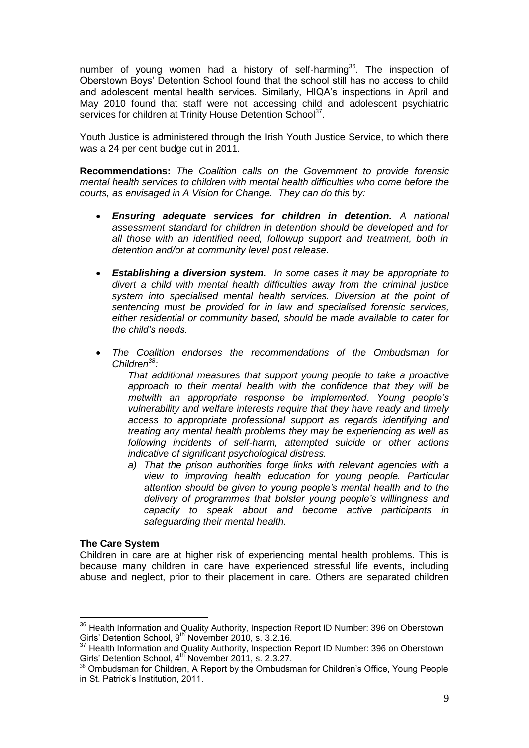number of young women had a history of self-harming[36]. The inspection of Oberstown Boys' Detention School found that the school still has no access to child and adolescent mental health services. Similarly, HIQA's inspections in April and May 2010 found that staff were not accessing child and adolescent psychiatric services for children at Trinity House Detention School[37].

Youth Justice is administered through the Irish Youth Justice Service, to which there was a 24 per cent budge cut in 2011.

**Recommendations:** *The Coalition calls on the Government to provide forensic mental health services to children with mental health difficulties who come before the courts, as envisaged in A Vision for Change. They can do this by:*

- ***Ensuring adequate services for children in detention.*** *A national assessment standard for children in detention should be developed and for all those with an identified need, followup support and treatment, both in detention and/or at community level post release.*

- ***Establishing a diversion system.*** *In some cases it may be appropriate to divert a child with mental health difficulties away from the criminal justice system into specialised mental health services. Diversion at the point of sentencing must be provided for in law and specialised forensic services, either residential or community based, should be made available to cater for the child's needs.*

- *The Coalition endorses the recommendations of the Ombudsman for Children[38]:*

  *That additional measures that support young people to take a proactive approach to their mental health with the confidence that they will be metwith an appropriate response be implemented. Young people's vulnerability and welfare interests require that they have ready and timely access to appropriate professional support as regards identifying and treating any mental health problems they may be experiencing as well as following incidents of self-harm, attempted suicide or other actions indicative of significant psychological distress.*

  a) *That the prison authorities forge links with relevant agencies with a view to improving health education for young people. Particular attention should be given to young people's mental health and to the delivery of programmes that bolster young people's willingness and capacity to speak about and become active participants in safeguarding their mental health.*

**The Care System**

Children in care are at higher risk of experiencing mental health problems. This is because many children in care have experienced stressful life events, including abuse and neglect, prior to their placement in care. Others are separated children

---

[36] Health Information and Quality Authority, Inspection Report ID Number: 396 on Oberstown Girls' Detention School, 9th November 2010, s. 3.2.16.

[37] Health Information and Quality Authority, Inspection Report ID Number: 396 on Oberstown Girls' Detention School, 4th November 2011, s. 2.3.27.

[38] Ombudsman for Children, A Report by the Ombudsman for Children's Office, Young People in St. Patrick's Institution, 2011.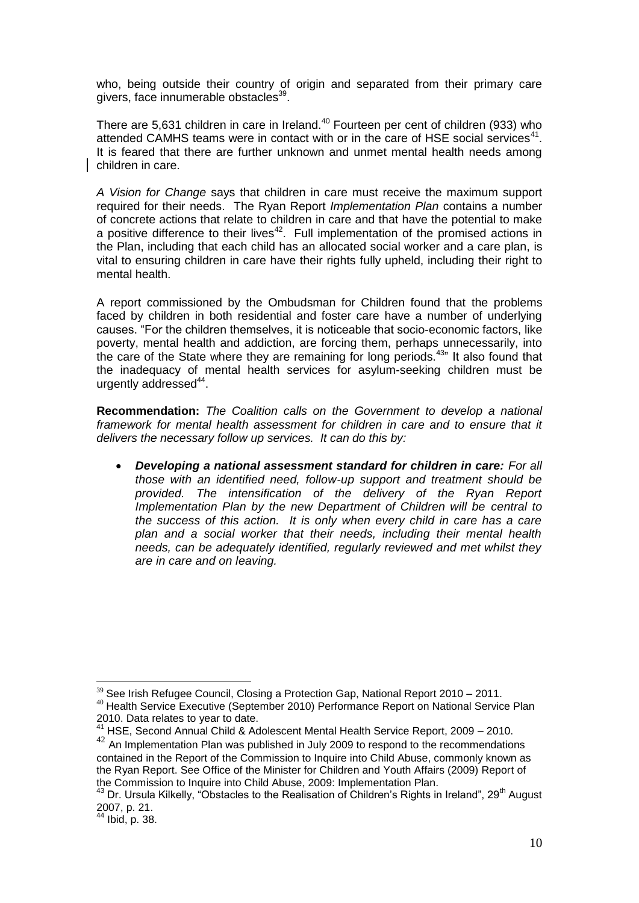who, being outside their country of origin and separated from their primary care givers, face innumerable obstacles[39].

There are 5,631 children in care in Ireland.[40] Fourteen per cent of children (933) who attended CAMHS teams were in contact with or in the care of HSE social services[41]. It is feared that there are further unknown and unmet mental health needs among children in care.

*A Vision for Change* says that children in care must receive the maximum support required for their needs. The Ryan Report *Implementation Plan* contains a number of concrete actions that relate to children in care and that have the potential to make a positive difference to their lives[42]. Full implementation of the promised actions in the Plan, including that each child has an allocated social worker and a care plan, is vital to ensuring children in care have their rights fully upheld, including their right to mental health.

A report commissioned by the Ombudsman for Children found that the problems faced by children in both residential and foster care have a number of underlying causes. "For the children themselves, it is noticeable that socio-economic factors, like poverty, mental health and addiction, are forcing them, perhaps unnecessarily, into the care of the State where they are remaining for long periods.[43]" It also found that the inadequacy of mental health services for asylum-seeking children must be urgently addressed[44].

**Recommendation:** *The Coalition calls on the Government to develop a national framework for mental health assessment for children in care and to ensure that it delivers the necessary follow up services. It can do this by:*

- ***Developing a national assessment standard for children in care:*** *For all those with an identified need, follow-up support and treatment should be provided. The intensification of the delivery of the Ryan Report Implementation Plan by the new Department of Children will be central to the success of this action. It is only when every child in care has a care plan and a social worker that their needs, including their mental health needs, can be adequately identified, regularly reviewed and met whilst they are in care and on leaving.*

---

[39] See Irish Refugee Council, Closing a Protection Gap, National Report 2010 – 2011.

[40] Health Service Executive (September 2010) Performance Report on National Service Plan 2010. Data relates to year to date.

[41] HSE, Second Annual Child & Adolescent Mental Health Service Report, 2009 – 2010.

[42] An Implementation Plan was published in July 2009 to respond to the recommendations contained in the Report of the Commission to Inquire into Child Abuse, commonly known as the Ryan Report. See Office of the Minister for Children and Youth Affairs (2009) Report of the Commission to Inquire into Child Abuse, 2009: Implementation Plan.

[43] Dr. Ursula Kilkelly, "Obstacles to the Realisation of Children's Rights in Ireland", 29th August 2007, p. 21.

[44] Ibid, p. 38.